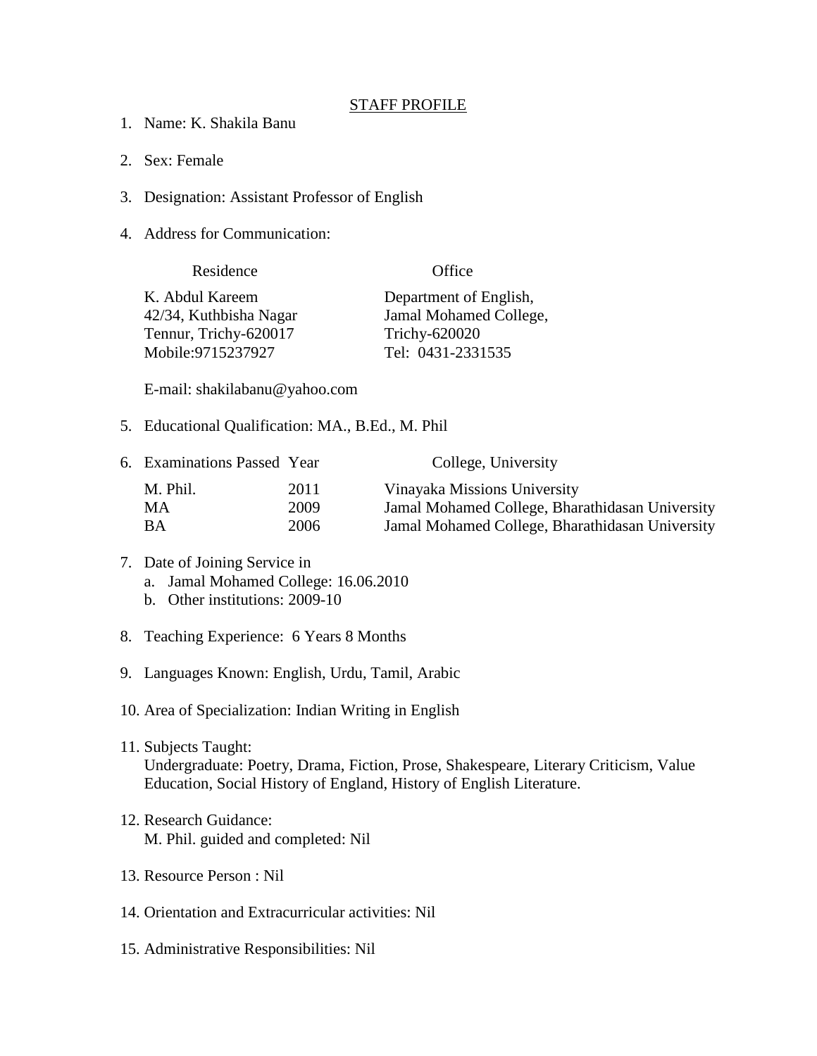# STAFF PROFILE

1. Name: K. Shakila Banu

2. Sex: Female

3. Designation: Assistant Professor of English

4. Address for Communication:

| Residence | Office |
|---|---|
| K. Abdul Kareem<br>42/34, Kuthbisha Nagar<br>Tennur, Trichy-620017<br>Mobile:9715237927 | Department of English,<br>Jamal Mohamed College,<br>Trichy-620020<br>Tel: 0431-2331535 |

   E-mail: shakilabanu@yahoo.com

5. Educational Qualification: MA., B.Ed., M. Phil

6. Examinations Passed

| Examinations Passed | Year | College, University |
|---|---|---|
| M. Phil. | 2011 | Vinayaka Missions University |
| MA | 2009 | Jamal Mohamed College, Bharathidasan University |
| BA | 2006 | Jamal Mohamed College, Bharathidasan University |

7. Date of Joining Service in
   a. Jamal Mohamed College: 16.06.2010
   b. Other institutions: 2009-10

8. Teaching Experience: 6 Years 8 Months

9. Languages Known: English, Urdu, Tamil, Arabic

10. Area of Specialization: Indian Writing in English

11. Subjects Taught:
    Undergraduate: Poetry, Drama, Fiction, Prose, Shakespeare, Literary Criticism, Value Education, Social History of England, History of English Literature.

12. Research Guidance:
    M. Phil. guided and completed: Nil

13. Resource Person : Nil

14. Orientation and Extracurricular activities: Nil

15. Administrative Responsibilities: Nil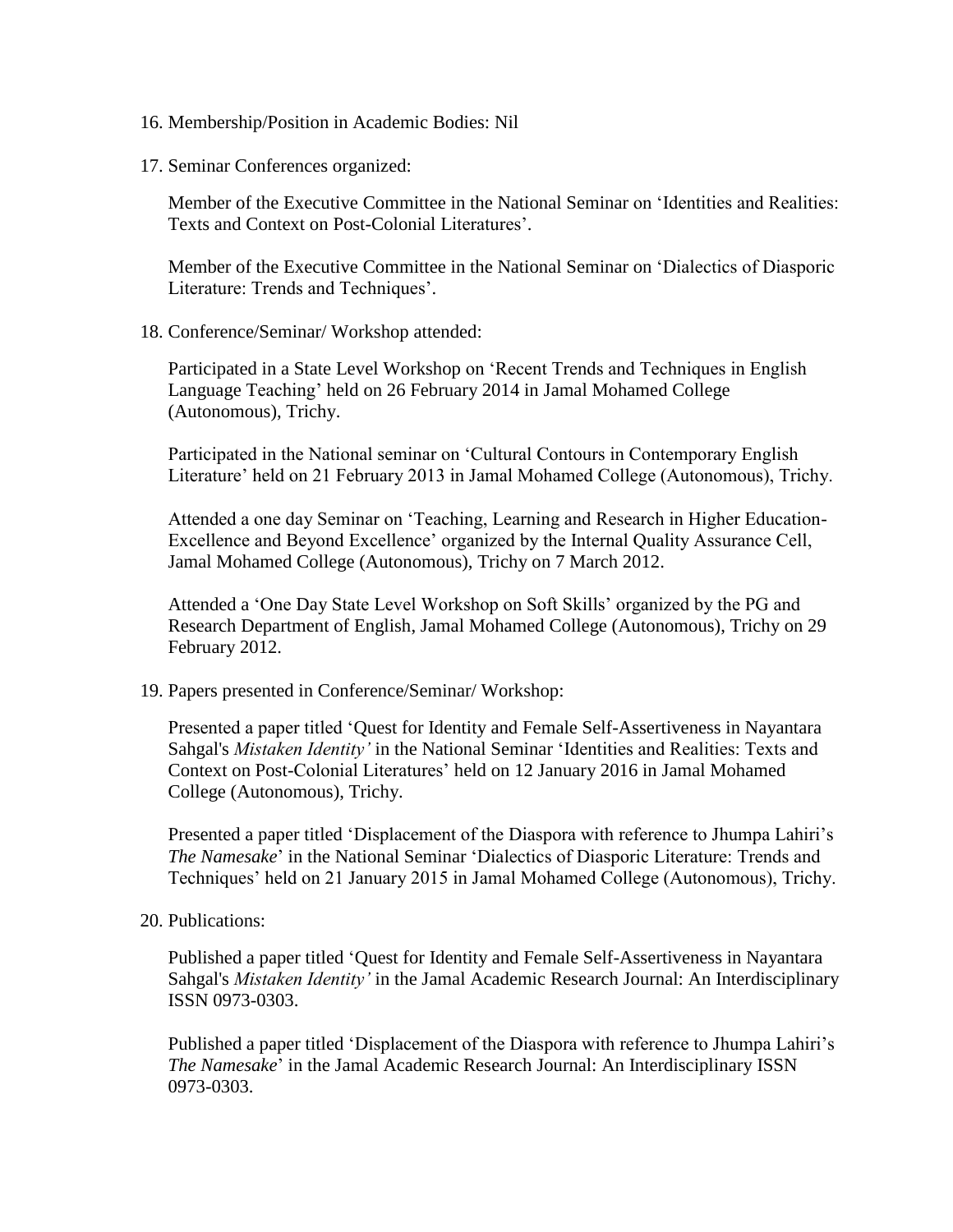16. Membership/Position in Academic Bodies: Nil

17. Seminar Conferences organized:

    Member of the Executive Committee in the National Seminar on 'Identities and Realities: Texts and Context on Post-Colonial Literatures'.

    Member of the Executive Committee in the National Seminar on 'Dialectics of Diasporic Literature: Trends and Techniques'.

18. Conference/Seminar/ Workshop attended:

    Participated in a State Level Workshop on 'Recent Trends and Techniques in English Language Teaching' held on 26 February 2014 in Jamal Mohamed College (Autonomous), Trichy.

    Participated in the National seminar on 'Cultural Contours in Contemporary English Literature' held on 21 February 2013 in Jamal Mohamed College (Autonomous), Trichy.

    Attended a one day Seminar on 'Teaching, Learning and Research in Higher Education-Excellence and Beyond Excellence' organized by the Internal Quality Assurance Cell, Jamal Mohamed College (Autonomous), Trichy on 7 March 2012.

    Attended a 'One Day State Level Workshop on Soft Skills' organized by the PG and Research Department of English, Jamal Mohamed College (Autonomous), Trichy on 29 February 2012.

19. Papers presented in Conference/Seminar/ Workshop:

    Presented a paper titled 'Quest for Identity and Female Self-Assertiveness in Nayantara Sahgal's *Mistaken Identity'* in the National Seminar 'Identities and Realities: Texts and Context on Post-Colonial Literatures' held on 12 January 2016 in Jamal Mohamed College (Autonomous), Trichy.

    Presented a paper titled 'Displacement of the Diaspora with reference to Jhumpa Lahiri's *The Namesake*' in the National Seminar 'Dialectics of Diasporic Literature: Trends and Techniques' held on 21 January 2015 in Jamal Mohamed College (Autonomous), Trichy.

20. Publications:

    Published a paper titled 'Quest for Identity and Female Self-Assertiveness in Nayantara Sahgal's *Mistaken Identity'* in the Jamal Academic Research Journal: An Interdisciplinary ISSN 0973-0303.

    Published a paper titled 'Displacement of the Diaspora with reference to Jhumpa Lahiri's *The Namesake*' in the Jamal Academic Research Journal: An Interdisciplinary ISSN 0973-0303.